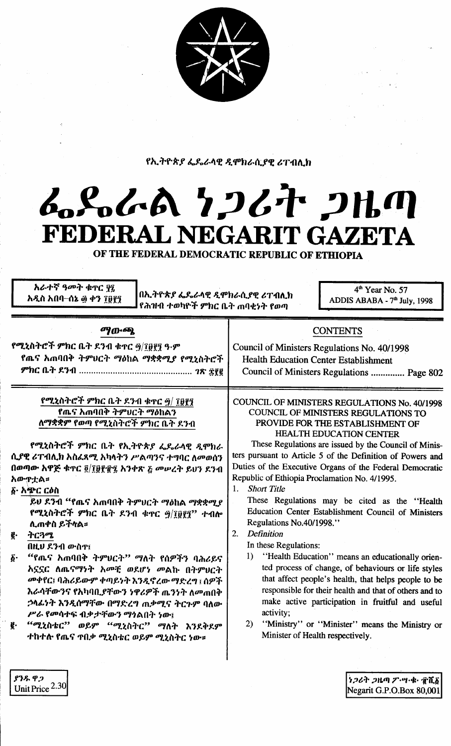የኢትዮጵያ ፌዴራላዊ ዲሞክራሲያዊ ሪፐብሊክ

# ፌዴራል ነጋሪት ጋዜጣ
# FEDERAL NEGARIT GAZETA
## OF THE FEDERAL DEMOCRATIC REPUBLIC OF ETHIOPIA

አራተኛ ዓመት ቁጥር ፶፯
አዲስ አበባ–ሰኔ ፴ ቀን ፲፱፻፺

በኢትዮጵያ ፌዴራላዊ ዲሞክራሲያዊ ሪፐብሊክ የሕዝብ ተወካዮች ምክር ቤት ጠባቂነት የወጣ

4[th] Year No. 57
ADDIS ABABA - 7[th] July, 1998

## ማውጫ

የሚኒስትሮች ምክር ቤት ደንብ ቁጥር ፵/፲፱፻፺ ዓ·ም
የጤና አጠባበቅ ትምህርት ማዕከል ማቋቋሚያ የሚኒስትሮች ምክር ቤት ደንብ ........................................ ገጽ ፰፻፪

## CONTENTS

Council of Ministers Regulations No. 40/1998
Health Education Center Establishment Council of Ministers Regulations .............. Page 802

### የሚኒስትሮች ምክር ቤት ደንብ ቁጥር ፵/ ፲፱፻፺
### የጤና አጠባበቅ ትምህርት ማዕከልን ለማቋቋም የወጣ የሚኒስትሮች ምክር ቤት ደንብ

የሚኒስትሮች ምክር ቤት የኢትዮጵያ ፌዴራላዊ ዲሞክራሲያዊ ሪፐብሊክ አስፈጻሚ አካላትን ሥልጣንና ተግባር ለመወሰን በወጣው አዋጅ ቁጥር ፬/፲፱፻፹፯ አንቀጽ ፭ መሠረት ይህን ደንብ አውጥቷል።

**፩· አጭር ርዕስ**

ይህ ደንብ "የጤና አጠባበቅ ትምህርት ማዕከል ማቋቋሚያ የሚኒስትሮች ምክር ቤት ደንብ ቁጥር ፵/፲፱፻፺" ተብሎ ሊጠቀስ ይችላል።

**፪· ትርጓሜ**

በዚህ ደንብ ውስጥ፣

፩· "የጤና አጠባበቅ ትምህርት" ማለት የሰዎችን ባሕሪይና አኗኗር ለጤናማነት አመቺ ወደሆነ መልክ በትምህርት መቀየር፣ ባሕሪይውም ቀጣይነት እንዲኖረው ማድረግ፣ ሰዎች እራሳቸውንና የአካባቢያቸውን ነዋሪዎች ጤንነት ለመጠበቅ ኃላፊነት እንዲሰማቸው በማድረግ ጠቃሚና ትርጉም ባለው ሥራ የመሳተፍ ብቃታቸውን ማጎልበት ነው፤

፪· "ሚኒስቴር" ወይም "ሚኒስትር" ማለት እንደቅደም ተከተሉ የጤና ጥበቃ ሚኒስቴር ወይም ሚኒስትር ነው።

### COUNCIL OF MINISTERS REGULATIONS No. 40/1998
### COUNCIL OF MINISTERS REGULATIONS TO PROVIDE FOR THE ESTABLISHMENT OF HEALTH EDUCATION CENTER

These Regulations are issued by the Council of Ministers pursuant to Article 5 of the Definition of Powers and Duties of the Executive Organs of the Federal Democratic Republic of Ethiopia Proclamation No. 4/1995.

1. *Short Title*

   These Regulations may be cited as the "Health Education Center Establishment Council of Ministers Regulations No.40/1998."

2. *Definition*

   In these Regulations:

   1) "Health Education" means an educationally oriented process of change, of behaviours or life styles that affect people's health, that helps people to be responsible for their health and that of others and to make active participation in fruitful and useful activity;
   2) "Ministry" or "Minister" means the Ministry or Minister of Health respectively.

ያንዱ ዋጋ
Unit Price 2.30

ነጋሪት ጋዜጣ ፖ·ሣ·ቁ· ፹ሺ፩
Negarit G.P.O.Box 80,001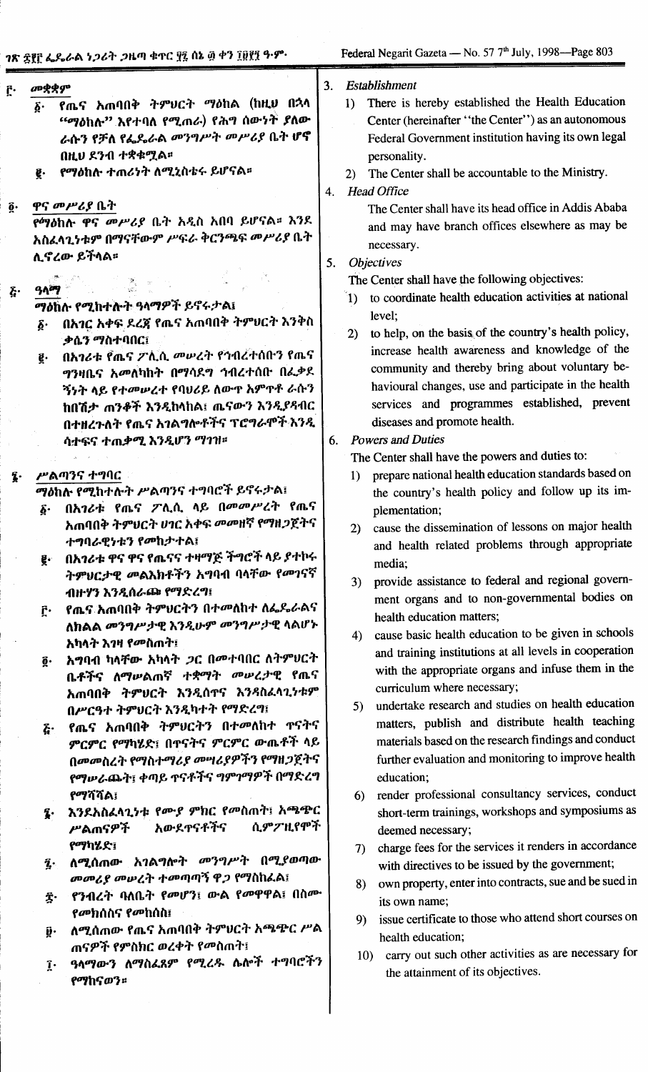፫· መቋቋም

፩· የጤና አጠባበቅ ትምህርት ማዕከል (ከዚህ በኋላ "ማዕከሉ" እየተባለ የሚጠራ) የሕግ ሰውነት ያለው ራሱን የቻለ የፌዴራል መንግሥት መሥሪያ ቤት ሆኖ በዚህ ደንብ ተቋቁሟል።

፪· የማዕከሉ ተጠሪነት ለሚኒስቴሩ ይሆናል።

፬· ዋና መሥሪያ ቤት

የማዕከሉ ዋና መሥሪያ ቤት አዲስ አበባ ይሆናል። እንደ አስፈላጊነቱም በማናቸውም ሥፍራ ቅርንጫፍ መሥሪያ ቤት ሊኖረው ይችላል።

፭· ዓላማ

ማዕከሉ የሚከተሉት ዓላማዎች ይኖሩታል፤

፩· በአገር አቀፍ ደረጃ የጤና አጠባበቅ ትምህርት እንቅስቃሴን ማስተባበር፤

፪· በአገሪቱ የጤና ፖሊሲ መሠረት የኅብረተሰቡን የጤና ግንዛቤና አመለካከት በማሳደግ ኅብረተሰቡ በፈቃደኝነት ላይ የተመሠረተ የባህሪይ ለውጥ አምጥቶ ራሱን ከበሽታ ጠንቆች እንዲከላከል፣ ጤናውን እንዲያዳብር በተዘረጉት የጤና አገልግሎቶችና ፕሮግራሞች እንዲሳተፍና ተጠቃሚ እንዲሆን ማገዝ።

፮· ሥልጣንና ተግባር

ማዕከሉ የሚከተሉት ሥልጣንና ተግባሮች ይኖሩታል፤

፩· በአገሪቱ የጤና ፖሊሲ ላይ በመመሥረት የጤና አጠባበቅ ትምህርት ሀገር አቀፍ መመዘኛ የማዘጋጀትና ተግባራዊነቱን የመከታተል፤

፪· በአገሪቱ ዋና ዋና የጤናና ተዛማጅ ችግሮች ላይ ያተኩሩ ትምህርታዊ መልእክቶችን አግባብ ባላቸው የመገናኛ ብዙሃን እንዲሰራጩ የማድረግ፤

፫· የጤና አጠባበቅ ትምህርትን በተመለከተ ለፌዴራልና ለክልል መንግሥታዊ እንዲሁም መንግሥታዊ ላልሆኑ አካላት እገዛ የመስጠት፤

፬· አግባብ ካላቸው አካላት ጋር በመተባበር ለትምህርት ቤቶችና ለማሠልጠኛ ተቋማት መሠረታዊ የጤና አጠባበቅ ትምህርት እንዲሰጥና እንዳስፈላጊነቱም በሥርዓተ ትምህርት እንዲካተት የማድረግ፤

፭· የጤና አጠባበቅ ትምህርትን በተመለከተ ጥናትና ምርምር የማካሄድ፤ በጥናትና ምርምር ውጤቶች ላይ በመመስረት የማስተማሪያ መሣሪያዎችን የማዘጋጀትና የማሠራጨት፤ ቀጣይ ጥናቶችና ግምገማዎች በማድረግ የማሻሻል፤

፮· እንደአስፈላጊነቱ የሙያ ምክር የመስጠት፤ አጫጭር ሥልጠናዎች አውደጥናቶችና ሲምፖዚየሞች የማካሄድ፤

፯· ለሚሰጠው አገልግሎት መንግሥት በሚያወጣው መመሪያ መሠረት ተመጣጣኝ ዋጋ የማስከፈል፤

፰· የንብረት ባለቤት የመሆን፣ ውል የመዋዋል፣ በስሙ የመክሰስና የመከሰስ፤

፱· ለሚሰጠው የጤና አጠባበቅ ትምህርት አጫጭር ሥልጠናዎች የምስክር ወረቀት የመስጠት፤

፲· ዓላማውን ለማስፈጸም የሚረዱ ሌሎች ተግባሮችን የማከናወን።

3. *Establishment*

1) There is hereby established the Health Education Center (hereinafter "the Center") as an autonomous Federal Government institution having its own legal personality.

2) The Center shall be accountable to the Ministry.

4. *Head Office*

The Center shall have its head office in Addis Ababa and may have branch offices elsewhere as may be necessary.

5. *Objectives*

The Center shall have the following objectives:

1) to coordinate health education activities at national level;

2) to help, on the basis of the country's health policy, increase health awareness and knowledge of the community and thereby bring about voluntary behavioural changes, use and participate in the health services and programmes established, prevent diseases and promote health.

6. *Powers and Duties*

The Center shall have the powers and duties to:

1) prepare national health education standards based on the country's health policy and follow up its implementation;

2) cause the dissemination of lessons on major health and health related problems through appropriate media;

3) provide assistance to federal and regional government organs and to non-governmental bodies on health education matters;

4) cause basic health education to be given in schools and training institutions at all levels in cooperation with the appropriate organs and infuse them in the curriculum where necessary;

5) undertake research and studies on health education matters, publish and distribute health teaching materials based on the research findings and conduct further evaluation and monitoring to improve health education;

6) render professional consultancy services, conduct short-term trainings, workshops and symposiums as deemed necessary;

7) charge fees for the services it renders in accordance with directives to be issued by the government;

8) own property, enter into contracts, sue and be sued in its own name;

9) issue certificate to those who attend short courses on health education;

10) carry out such other activities as are necessary for the attainment of its objectives.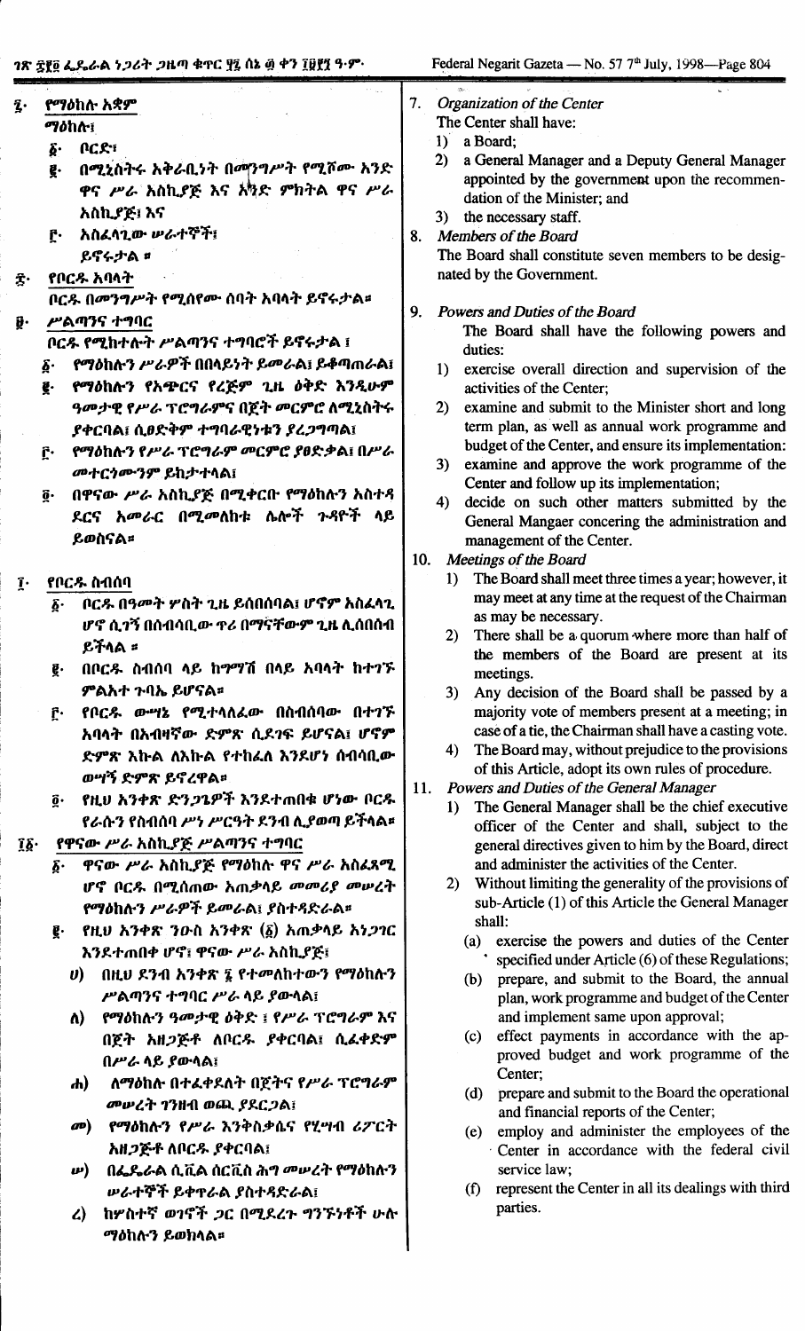፯· የማዕከሉ አቋም

ማዕከሉ፣

፩· ቦርድ፣

፪· በሚኒስትሩ አቅራቢነት በመንግሥት የሚሾሙ አንድ ዋና ሥራ አስኪያጅ እና አንድ ምክትል ዋና ሥራ አስኪያጅ፣ እና

፫· አስፈላጊው ሠራተኞች፣

ይኖሩታል ።

፰· የቦርዱ አባላት

ቦርዱ በመንግሥት የሚሰየሙ ሰባት አባላት ይኖሩታል።

፱· ሥልጣንና ተግባር

ቦርዱ የሚከተሉት ሥልጣንና ተግባሮች ይኖሩታል ፤

፩· የማዕከሉን ሥራዎች በበላይነት ይመራል፣ ይቆጣጠራል፣

፪· የማዕከሉን የአጭርና የረጅም ጊዜ ዕቅድ እንዲሁም ዓመታዊ የሥራ ፕሮግራምና በጀት መርምሮ ለሚኒስትሩ ያቀርባል፣ ሲፀድቅም ተግባራዊነቱን ያረጋግጣል፣

፫· የማዕከሉን የሥራ ፕሮግራም መርምሮ ያፀድቃል፣ በሥራ መተርጎሙንም ይከታተላል፣

፬· በዋናው ሥራ አስኪያጅ በሚቀርቡ የማዕከሉን አስተዳደርና አመራር በሚመለከቱ ሌሎች ጉዳዮች ላይ ይወስናል።

፲· የቦርዱ ስብሰባ

፩· ቦርዱ በዓመት ሦስት ጊዜ ይሰበሰባል፣ ሆኖም አስፈላጊ ሆኖ ሲገኝ በሰብሳቢው ጥሪ በማናቸውም ጊዜ ሊሰበሰብ ይችላል ።

፪· በቦርዱ ስብሰባ ላይ ከግማሽ በላይ አባላት ከተገኙ ምልአተ ጉባኤ ይሆናል።

፫· የቦርዱ ውሳኔ የሚተላለፈው በስብሰባው በተገኙ አባላት በአብዛኛው ድምጽ ሲደገፍ ይሆናል፣ ሆኖም ድምጽ እኩል ለእኩል የተከፈለ እንደሆነ ሰብሳቢው ወሳኝ ድምጽ ይኖረዋል።

፬· የዚህ አንቀጽ ድንጋጌዎች እንደተጠበቁ ሆነው ቦርዱ የራሱን የስብሰባ ሥነ ሥርዓት ደንብ ሊያወጣ ይችላል።

፲፩· የዋናው ሥራ አስኪያጅ ሥልጣንና ተግባር

፩· ዋናው ሥራ አስኪያጅ የማዕከሉ ዋና ሥራ አስፈጻሚ ሆኖ ቦርዱ በሚሰጠው አጠቃላይ መመሪያ መሠረት የማዕከሉን ሥራዎች ይመራል፣ ያስተዳድራል።

፪· የዚህ አንቀጽ ንዑስ አንቀጽ (፩) አጠቃላይ አነጋገር እንደተጠበቀ ሆኖ፣ ዋናው ሥራ አስኪያጅ፣

ሀ) በዚህ ደንብ አንቀጽ ፮ የተመለከቱትን የማዕከሉን ሥልጣንና ተግባር ሥራ ላይ ያውላል፣

ለ) የማዕከሉን ዓመታዊ ዕቅድ ፤ የሥራ ፕሮግራም እና በጀት አዘጋጅቶ ለቦርዱ ያቀርባል፣ ሲፈቀድም በሥራ ላይ ያውላል፣

ሐ) ለማዕከሉ በተፈቀደለት በጀትና የሥራ ፕሮግራም መሠረት ገንዘብ ወጪ ያደርጋል፣

መ) የማዕከሉን የሥራ እንቅስቃሴና የሂሣብ ሪፖርት አዘጋጅቶ ለቦርዱ ያቀርባል፣

ሠ) በፌዴራል ሲቪል ሰርቪስ ሕግ መሠረት የማዕከሉን ሠራተኞች ይቀጥራል ያስተዳድራል፣

ረ) ከሦስተኛ ወገኖች ጋር በሚደረጉ ግንኙነቶች ሁሉ ማዕከሉን ይወክላል።

7. *Organization of the Center*

The Center shall have:

1) a Board;
2) a General Manager and a Deputy General Manager appointed by the government upon the recommendation of the Minister; and
3) the necessary staff.

8. *Members of the Board*

The Board shall constitute seven members to be designated by the Government.

9. *Powers and Duties of the Board*

The Board shall have the following powers and duties:

1) exercise overall direction and supervision of the activities of the Center;
2) examine and submit to the Minister short and long term plan, as well as annual work programme and budget of the Center, and ensure its implementation:
3) examine and approve the work programme of the Center and follow up its implementation;
4) decide on such other matters submitted by the General Mangaer concering the administration and management of the Center.

10. *Meetings of the Board*

1) The Board shall meet three times a year; however, it may meet at any time at the request of the Chairman as may be necessary.
2) There shall be a quorum where more than half of the members of the Board are present at its meetings.
3) Any decision of the Board shall be passed by a majority vote of members present at a meeting; in case of a tie, the Chairman shall have a casting vote.
4) The Board may, without prejudice to the provisions of this Article, adopt its own rules of procedure.

11. *Powers and Duties of the General Manager*

1) The General Manager shall be the chief executive officer of the Center and shall, subject to the general directives given to him by the Board, direct and administer the activities of the Center.
2) Without limiting the generality of the provisions of sub-Article (1) of this Article the General Manager shall:
   (a) exercise the powers and duties of the Center specified under Article (6) of these Regulations;
   (b) prepare, and submit to the Board, the annual plan, work programme and budget of the Center and implement same upon approval;
   (c) effect payments in accordance with the approved budget and work programme of the Center;
   (d) prepare and submit to the Board the operational and financial reports of the Center;
   (e) employ and administer the employees of the Center in accordance with the federal civil service law;
   (f) represent the Center in all its dealings with third parties.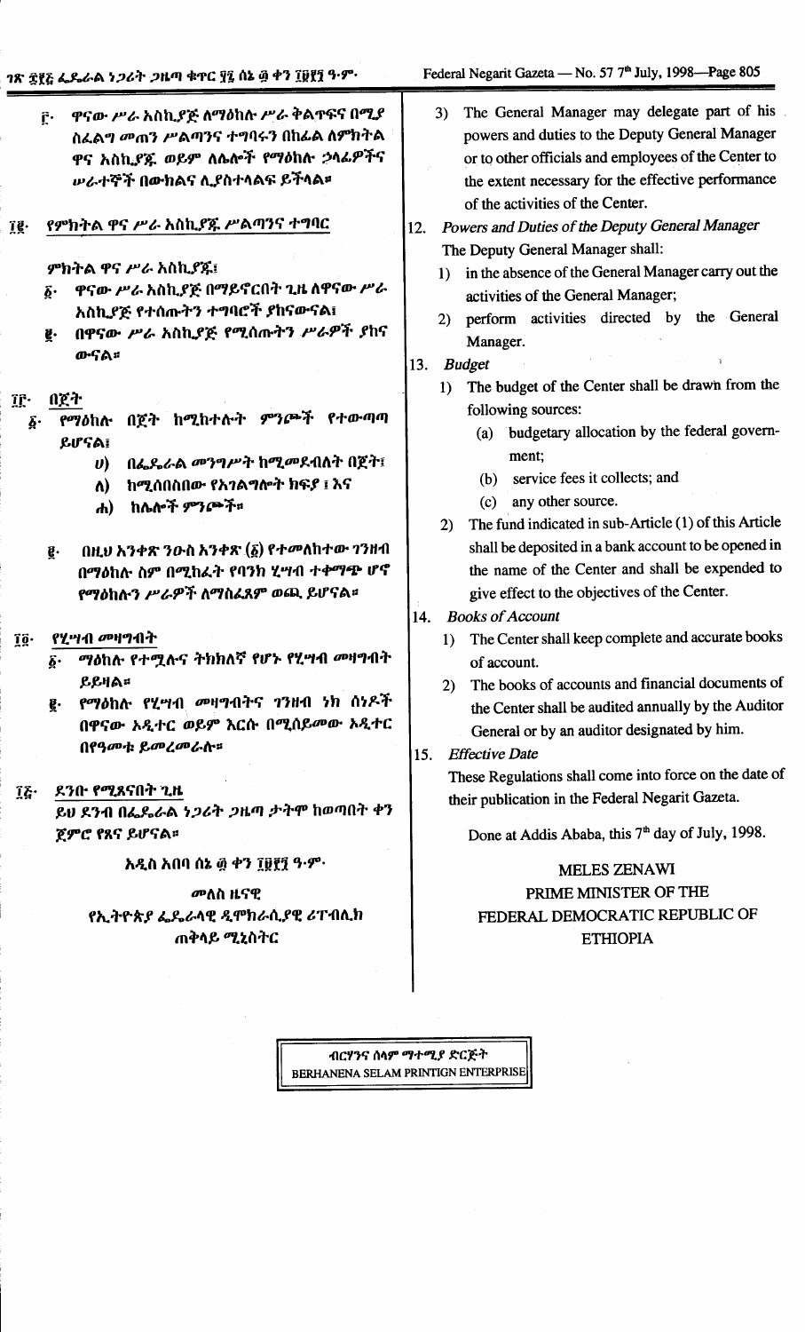፫· ዋናው ሥራ አስኪያጅ ለማዕከሉ ሥራ ቅልጥፍና በሚያ ስፈልግ መጠን ሥልጣንና ተግባሩን በከፊል ለምክትል ዋና አስኪያጁ ወይም ለሌሎች የማዕከሉ ኃላፊዎችና ሠራተኞች በውክልና ሊያስተላልፍ ይችላል።

፲፪· የምክትል ዋና ሥራ አስኪያጁ ሥልጣንና ተግባር

ምክትል ዋና ሥራ አስኪያጁ፤

፩· ዋናው ሥራ አስኪያጅ በማይኖርበት ጊዜ ለዋናው ሥራ አስኪያጅ የተሰጡትን ተግባሮች ያከናውናል፤

፪· በዋናው ሥራ አስኪያጅ የሚሰጡትን ሥራዎች ያከናውናል።

፲፫· በጀት

፩· የማዕከሉ በጀት ከሚከተሉት ምንጮች የተውጣጣ ይሆናል፤

ሀ) በፌዴራል መንግሥት ከሚመደብለት በጀት፤

ለ) ከሚሰበሰበው የአገልግሎት ክፍያ ፤ እና

ሐ) ከሌሎች ምንጮች።

፪· በዚህ አንቀጽ ንዑስ አንቀጽ (፩) የተመለከተው ገንዘብ በማዕከሉ ስም በሚከፈት የባንክ ሂሣብ ተቀማጭ ሆኖ የማዕከሉን ሥራዎች ለማስፈጸም ወጪ ይሆናል።

፲፬· የሂሣብ መዛግብት

፩· ማዕከሉ የተሟሉና ትክክለኛ የሆኑ የሂሣብ መዛግብት ይይዛል።

፪· የማዕከሉ የሂሣብ መዛግብትና ገንዘብ ነክ ሰነዶች በዋናው ኦዲተር ወይም እርሱ በሚሰይመው ኦዲተር በየዓመቱ ይመረመራሉ።

፲፭· ደንቡ የሚጸናበት ጊዜ

ይህ ደንብ በፌዴራል ነጋሪት ጋዜጣ ታትሞ ከወጣበት ቀን ጀምሮ የጸና ይሆናል።

አዲስ አበባ ሰኔ ፴ ቀን ፲፱፻፺ ዓ·ም·

መለስ ዜናዊ

የኢትዮጵያ ፌዴራላዊ ዲሞክራሲያዊ ሪፐብሊክ ጠቅላይ ሚኒስትር

3) The General Manager may delegate part of his powers and duties to the Deputy General Manager or to other officials and employees of the Center to the extent necessary for the effective performance of the activities of the Center.

12. *Powers and Duties of the Deputy General Manager*

The Deputy General Manager shall:

1) in the absence of the General Manager carry out the activities of the General Manager;

2) perform activities directed by the General Manager.

13. *Budget*

1) The budget of the Center shall be drawn from the following sources:

(a) budgetary allocation by the federal government;

(b) service fees it collects; and

(c) any other source.

2) The fund indicated in sub-Article (1) of this Article shall be deposited in a bank account to be opened in the name of the Center and shall be expended to give effect to the objectives of the Center.

14. *Books of Account*

1) The Center shall keep complete and accurate books of account.

2) The books of accounts and financial documents of the Center shall be audited annually by the Auditor General or by an auditor designated by him.

15. *Effective Date*

These Regulations shall come into force on the date of their publication in the Federal Negarit Gazeta.

Done at Addis Ababa, this 7th day of July, 1998.

MELES ZENAWI

PRIME MINISTER OF THE FEDERAL DEMOCRATIC REPUBLIC OF ETHIOPIA

ብርሃንና ሰላም ማተሚያ ድርጅት
BERHANENA SELAM PRINTIGN ENTERPRISE